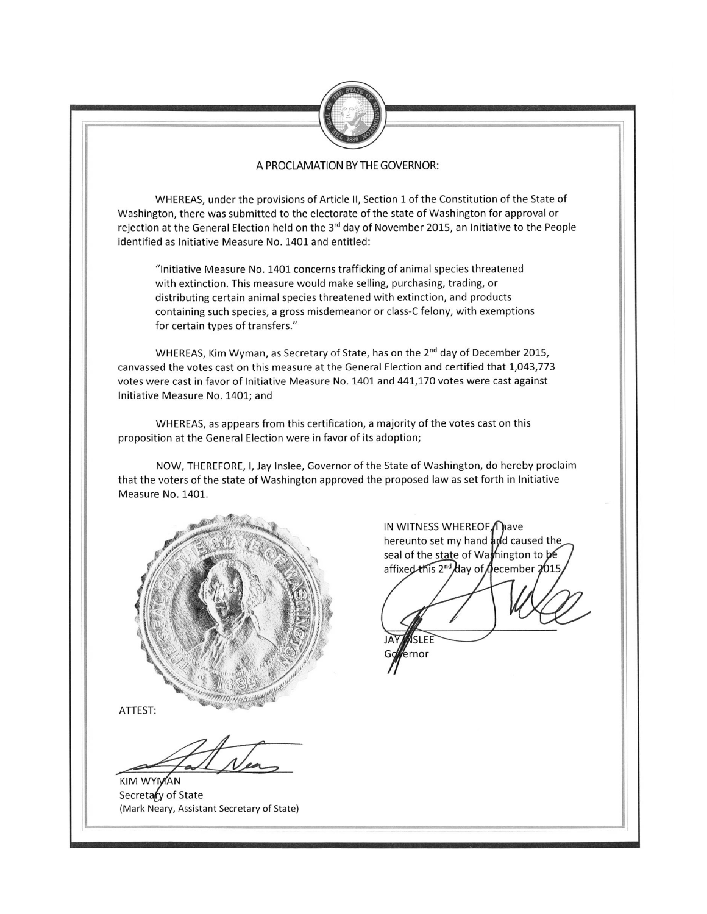## A PROCLAMATION BY THE GOVERNOR:

WHEREAS, under the provisions of Article II, Section 1 of the Constitution of the State of Washington, there was submitted to the electorate of the state of Washington for approval or rejection at the General Election held on the 3rd day of November 2015, an Initiative to the People identified as Initiative Measure No. 1401 and entitled:

> "Initiative Measure No. 1401 concerns trafficking of animal species threatened with extinction. This measure would make selling, purchasing, trading, or distributing certain animal species threatened with extinction, and products containing such species, a gross misdemeanor or class-C felony, with exemptions for certain types of transfers."

WHEREAS, Kim Wyman, as Secretary of State, has on the 2nd day of December 2015, canvassed the votes cast on this measure at the General Election and certified that 1,043,773 votes were cast in favor of Initiative Measure No. 1401 and 441,170 votes were cast against Initiative Measure No. 1401; and

WHEREAS, as appears from this certification, a majority of the votes cast on this proposition at the General Election were in favor of its adoption;

NOW, THEREFORE, I, Jay Inslee, Governor of the State of Washington, do hereby proclaim that the voters of the state of Washington approved the proposed law as set forth in Initiative Measure No. 1401.

IN WITNESS WHEREOF, I have hereunto set my hand and caused the seal of the state of Washington to be affixed this 2nd day of December 2015.

JAY INSLEE
Governor

ATTEST:

KIM WYMAN
Secretary of State
(Mark Neary, Assistant Secretary of State)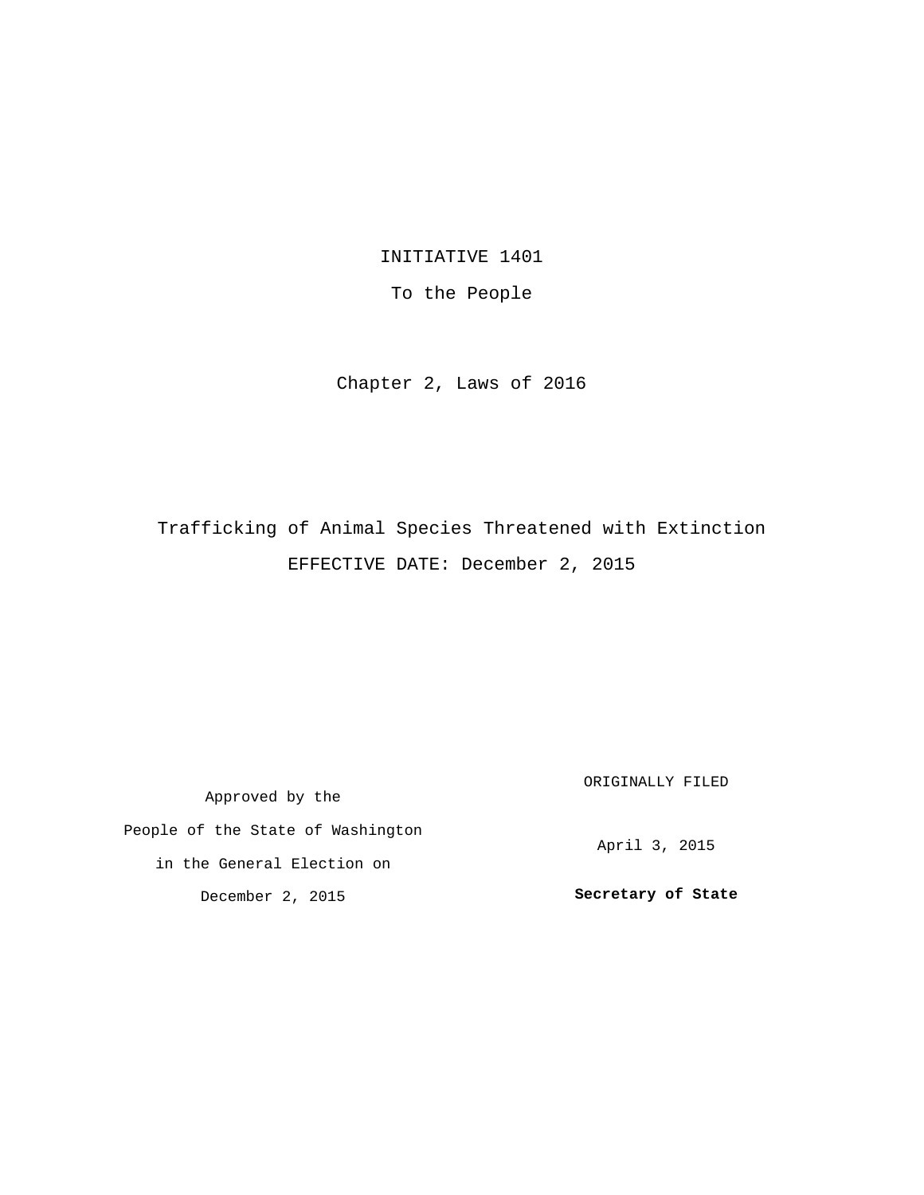INITIATIVE 1401

To the People

Chapter 2, Laws of 2016

Trafficking of Animal Species Threatened with Extinction

EFFECTIVE DATE: December 2, 2015

Approved by the

People of the State of Washington

in the General Election on

December 2, 2015

ORIGINALLY FILED

April 3, 2015

**Secretary of State**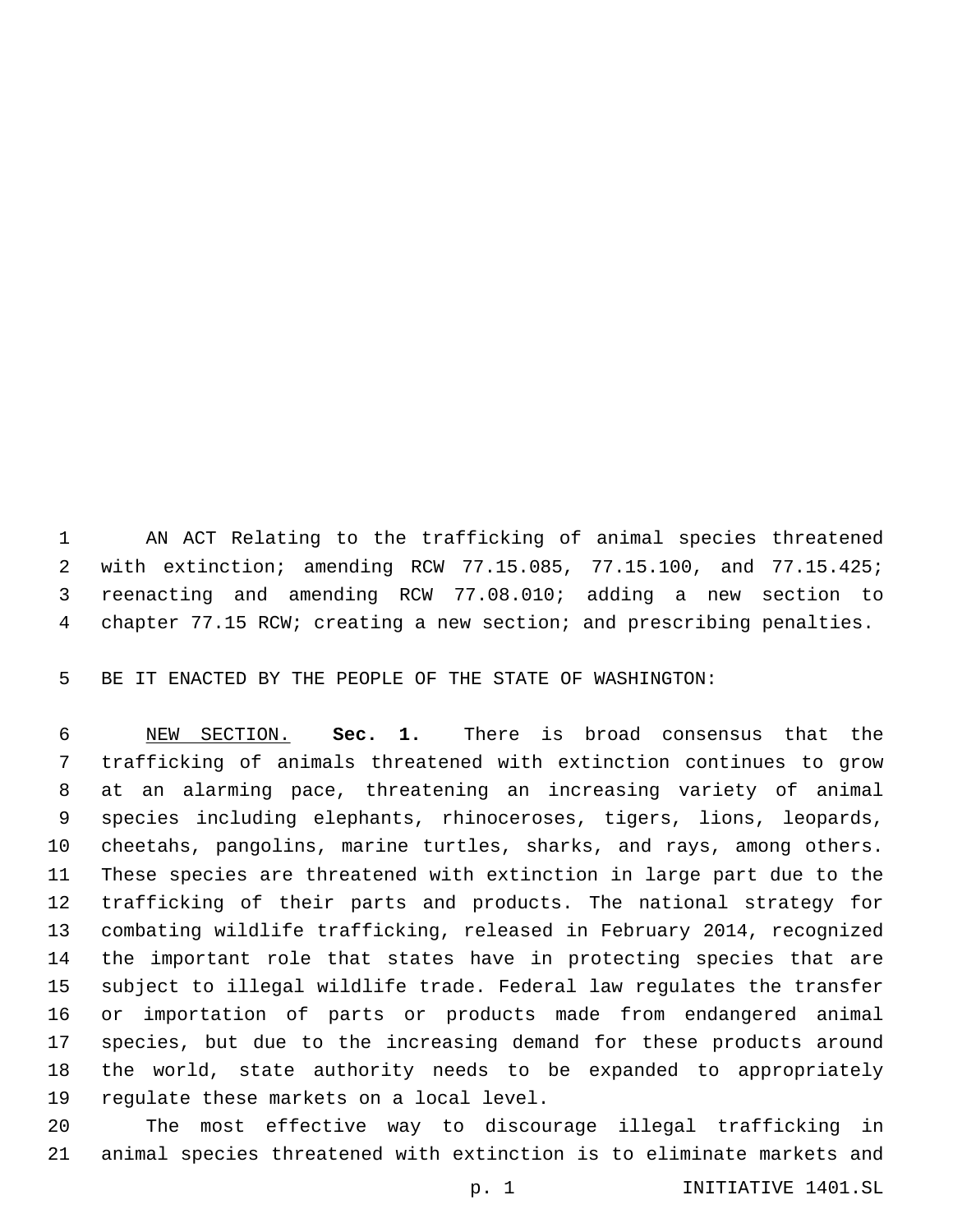AN ACT Relating to the trafficking of animal species threatened with extinction; amending RCW 77.15.085, 77.15.100, and 77.15.425; reenacting and amending RCW 77.08.010; adding a new section to chapter 77.15 RCW; creating a new section; and prescribing penalties.

BE IT ENACTED BY THE PEOPLE OF THE STATE OF WASHINGTON:

NEW SECTION. **Sec. 1.** There is broad consensus that the trafficking of animals threatened with extinction continues to grow at an alarming pace, threatening an increasing variety of animal species including elephants, rhinoceroses, tigers, lions, leopards, cheetahs, pangolins, marine turtles, sharks, and rays, among others. These species are threatened with extinction in large part due to the trafficking of their parts and products. The national strategy for combating wildlife trafficking, released in February 2014, recognized the important role that states have in protecting species that are subject to illegal wildlife trade. Federal law regulates the transfer or importation of parts or products made from endangered animal species, but due to the increasing demand for these products around the world, state authority needs to be expanded to appropriately regulate these markets on a local level.

The most effective way to discourage illegal trafficking in animal species threatened with extinction is to eliminate markets and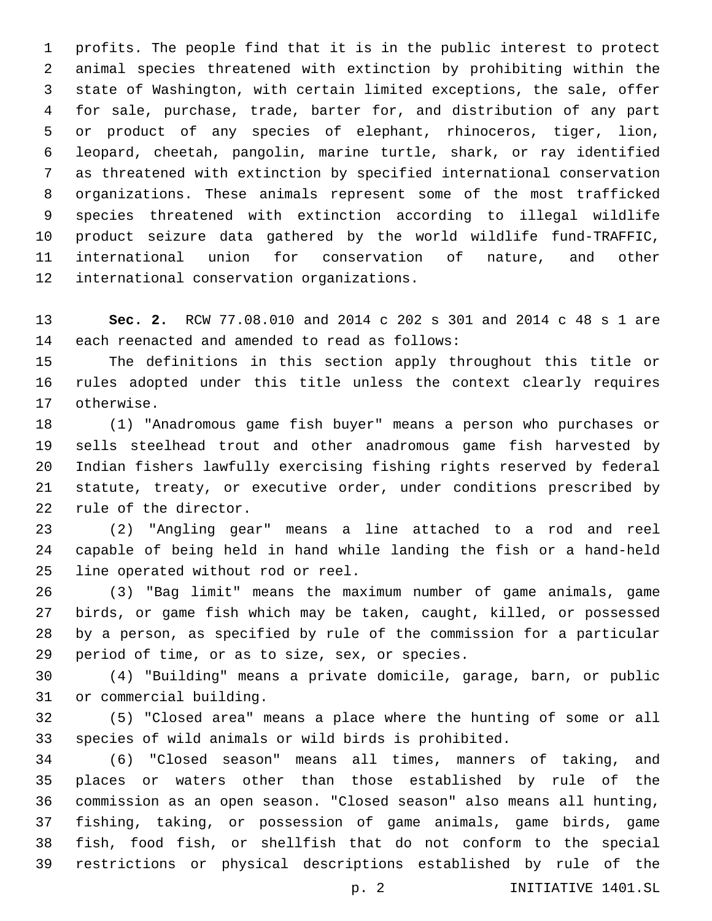profits. The people find that it is in the public interest to protect animal species threatened with extinction by prohibiting within the state of Washington, with certain limited exceptions, the sale, offer for sale, purchase, trade, barter for, and distribution of any part or product of any species of elephant, rhinoceros, tiger, lion, leopard, cheetah, pangolin, marine turtle, shark, or ray identified as threatened with extinction by specified international conservation organizations. These animals represent some of the most trafficked species threatened with extinction according to illegal wildlife product seizure data gathered by the world wildlife fund-TRAFFIC, international union for conservation of nature, and other international conservation organizations.

**Sec. 2.** RCW 77.08.010 and 2014 c 202 s 301 and 2014 c 48 s 1 are each reenacted and amended to read as follows:

The definitions in this section apply throughout this title or rules adopted under this title unless the context clearly requires otherwise.

(1) "Anadromous game fish buyer" means a person who purchases or sells steelhead trout and other anadromous game fish harvested by Indian fishers lawfully exercising fishing rights reserved by federal statute, treaty, or executive order, under conditions prescribed by rule of the director.

(2) "Angling gear" means a line attached to a rod and reel capable of being held in hand while landing the fish or a hand-held line operated without rod or reel.

(3) "Bag limit" means the maximum number of game animals, game birds, or game fish which may be taken, caught, killed, or possessed by a person, as specified by rule of the commission for a particular period of time, or as to size, sex, or species.

(4) "Building" means a private domicile, garage, barn, or public or commercial building.

(5) "Closed area" means a place where the hunting of some or all species of wild animals or wild birds is prohibited.

(6) "Closed season" means all times, manners of taking, and places or waters other than those established by rule of the commission as an open season. "Closed season" also means all hunting, fishing, taking, or possession of game animals, game birds, game fish, food fish, or shellfish that do not conform to the special restrictions or physical descriptions established by rule of the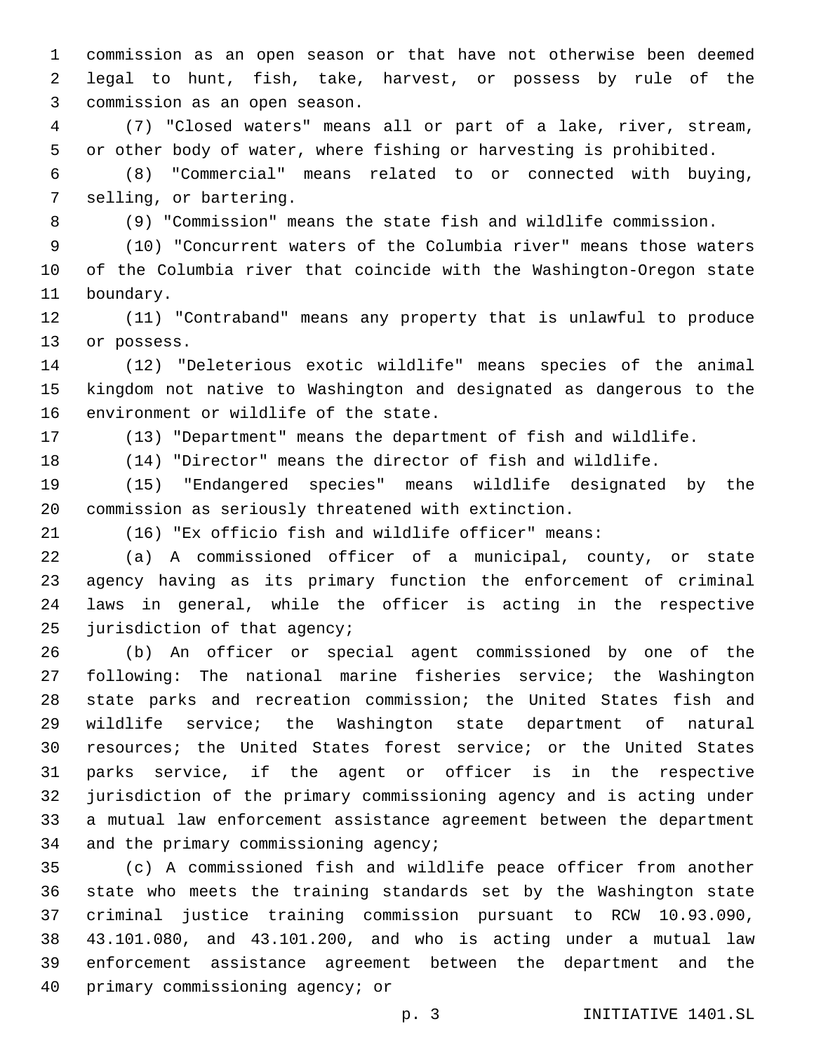commission as an open season or that have not otherwise been deemed legal to hunt, fish, take, harvest, or possess by rule of the commission as an open season.

(7) "Closed waters" means all or part of a lake, river, stream, or other body of water, where fishing or harvesting is prohibited.

(8) "Commercial" means related to or connected with buying, selling, or bartering.

(9) "Commission" means the state fish and wildlife commission.

(10) "Concurrent waters of the Columbia river" means those waters of the Columbia river that coincide with the Washington-Oregon state boundary.

(11) "Contraband" means any property that is unlawful to produce or possess.

(12) "Deleterious exotic wildlife" means species of the animal kingdom not native to Washington and designated as dangerous to the environment or wildlife of the state.

(13) "Department" means the department of fish and wildlife.

(14) "Director" means the director of fish and wildlife.

(15) "Endangered species" means wildlife designated by the commission as seriously threatened with extinction.

(16) "Ex officio fish and wildlife officer" means:

(a) A commissioned officer of a municipal, county, or state agency having as its primary function the enforcement of criminal laws in general, while the officer is acting in the respective jurisdiction of that agency;

(b) An officer or special agent commissioned by one of the following: The national marine fisheries service; the Washington state parks and recreation commission; the United States fish and wildlife service; the Washington state department of natural resources; the United States forest service; or the United States parks service, if the agent or officer is in the respective jurisdiction of the primary commissioning agency and is acting under a mutual law enforcement assistance agreement between the department and the primary commissioning agency;

(c) A commissioned fish and wildlife peace officer from another state who meets the training standards set by the Washington state criminal justice training commission pursuant to RCW 10.93.090, 43.101.080, and 43.101.200, and who is acting under a mutual law enforcement assistance agreement between the department and the primary commissioning agency; or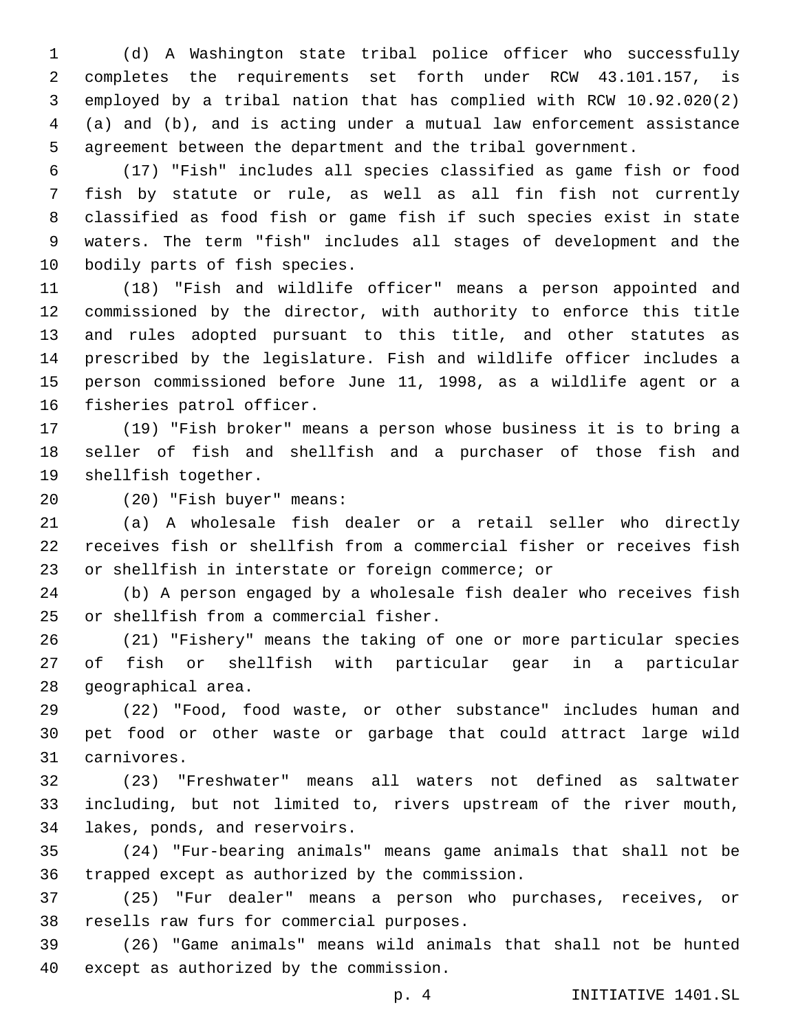(d) A Washington state tribal police officer who successfully completes the requirements set forth under RCW 43.101.157, is employed by a tribal nation that has complied with RCW 10.92.020(2) (a) and (b), and is acting under a mutual law enforcement assistance agreement between the department and the tribal government.

(17) "Fish" includes all species classified as game fish or food fish by statute or rule, as well as all fin fish not currently classified as food fish or game fish if such species exist in state waters. The term "fish" includes all stages of development and the bodily parts of fish species.

(18) "Fish and wildlife officer" means a person appointed and commissioned by the director, with authority to enforce this title and rules adopted pursuant to this title, and other statutes as prescribed by the legislature. Fish and wildlife officer includes a person commissioned before June 11, 1998, as a wildlife agent or a fisheries patrol officer.

(19) "Fish broker" means a person whose business it is to bring a seller of fish and shellfish and a purchaser of those fish and shellfish together.

(20) "Fish buyer" means:

(a) A wholesale fish dealer or a retail seller who directly receives fish or shellfish from a commercial fisher or receives fish or shellfish in interstate or foreign commerce; or

(b) A person engaged by a wholesale fish dealer who receives fish or shellfish from a commercial fisher.

(21) "Fishery" means the taking of one or more particular species of fish or shellfish with particular gear in a particular geographical area.

(22) "Food, food waste, or other substance" includes human and pet food or other waste or garbage that could attract large wild carnivores.

(23) "Freshwater" means all waters not defined as saltwater including, but not limited to, rivers upstream of the river mouth, lakes, ponds, and reservoirs.

(24) "Fur-bearing animals" means game animals that shall not be trapped except as authorized by the commission.

(25) "Fur dealer" means a person who purchases, receives, or resells raw furs for commercial purposes.

(26) "Game animals" means wild animals that shall not be hunted except as authorized by the commission.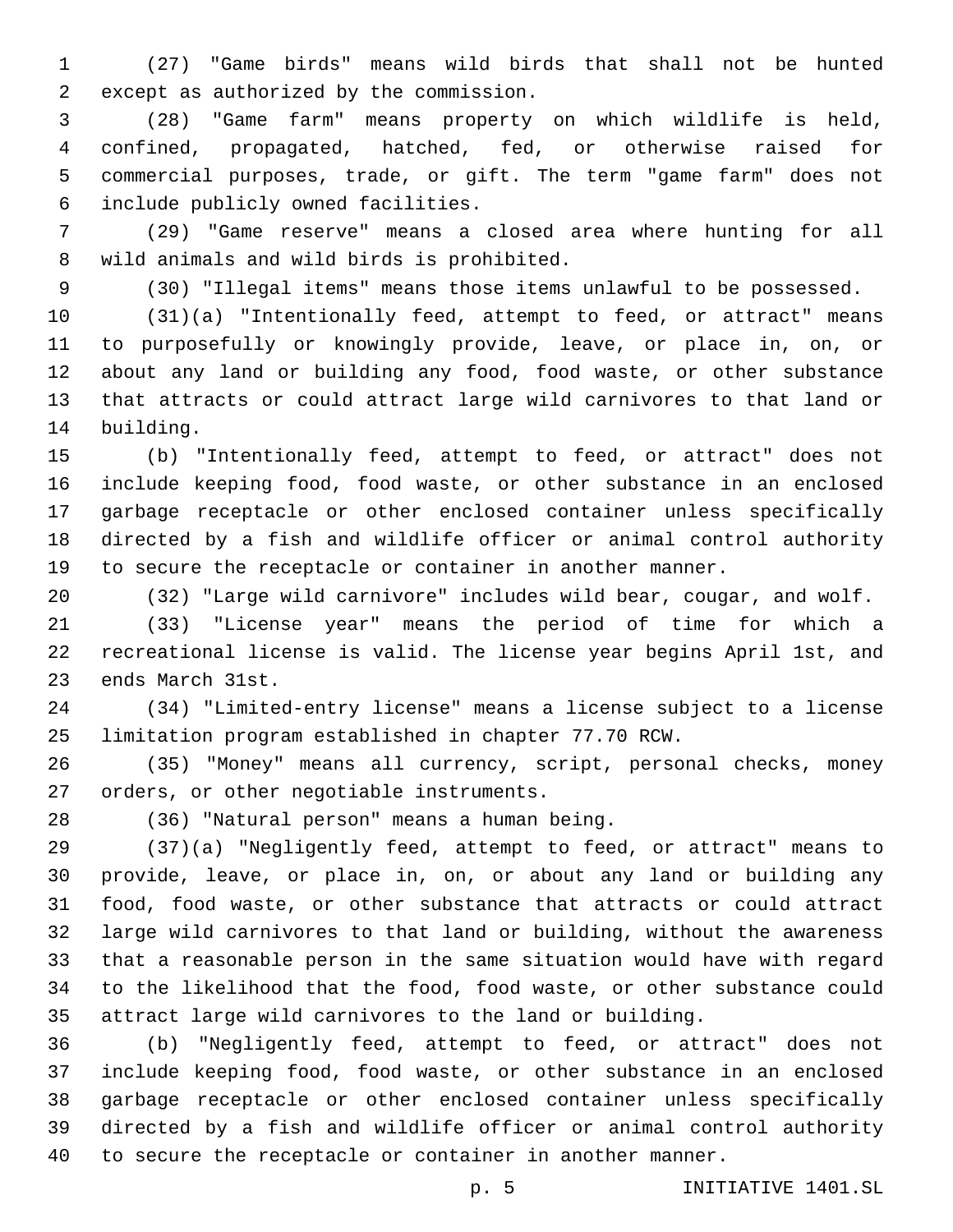(27) "Game birds" means wild birds that shall not be hunted except as authorized by the commission.

(28) "Game farm" means property on which wildlife is held, confined, propagated, hatched, fed, or otherwise raised for commercial purposes, trade, or gift. The term "game farm" does not include publicly owned facilities.

(29) "Game reserve" means a closed area where hunting for all wild animals and wild birds is prohibited.

(30) "Illegal items" means those items unlawful to be possessed.

(31)(a) "Intentionally feed, attempt to feed, or attract" means to purposefully or knowingly provide, leave, or place in, on, or about any land or building any food, food waste, or other substance that attracts or could attract large wild carnivores to that land or building.

(b) "Intentionally feed, attempt to feed, or attract" does not include keeping food, food waste, or other substance in an enclosed garbage receptacle or other enclosed container unless specifically directed by a fish and wildlife officer or animal control authority to secure the receptacle or container in another manner.

(32) "Large wild carnivore" includes wild bear, cougar, and wolf.

(33) "License year" means the period of time for which a recreational license is valid. The license year begins April 1st, and ends March 31st.

(34) "Limited-entry license" means a license subject to a license limitation program established in chapter 77.70 RCW.

(35) "Money" means all currency, script, personal checks, money orders, or other negotiable instruments.

(36) "Natural person" means a human being.

(37)(a) "Negligently feed, attempt to feed, or attract" means to provide, leave, or place in, on, or about any land or building any food, food waste, or other substance that attracts or could attract large wild carnivores to that land or building, without the awareness that a reasonable person in the same situation would have with regard to the likelihood that the food, food waste, or other substance could attract large wild carnivores to the land or building.

(b) "Negligently feed, attempt to feed, or attract" does not include keeping food, food waste, or other substance in an enclosed garbage receptacle or other enclosed container unless specifically directed by a fish and wildlife officer or animal control authority to secure the receptacle or container in another manner.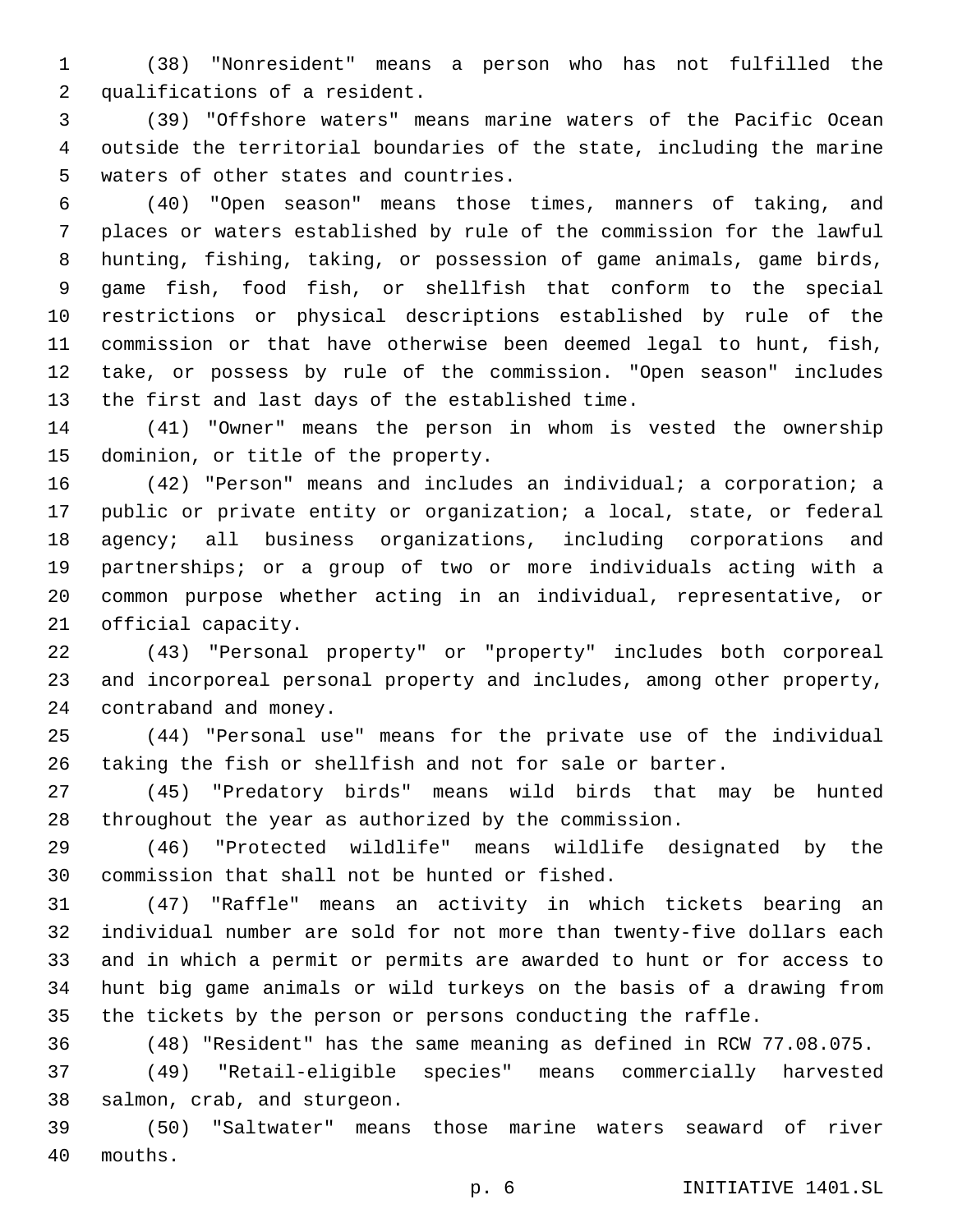(38) "Nonresident" means a person who has not fulfilled the qualifications of a resident.

(39) "Offshore waters" means marine waters of the Pacific Ocean outside the territorial boundaries of the state, including the marine waters of other states and countries.

(40) "Open season" means those times, manners of taking, and places or waters established by rule of the commission for the lawful hunting, fishing, taking, or possession of game animals, game birds, game fish, food fish, or shellfish that conform to the special restrictions or physical descriptions established by rule of the commission or that have otherwise been deemed legal to hunt, fish, take, or possess by rule of the commission. "Open season" includes the first and last days of the established time.

(41) "Owner" means the person in whom is vested the ownership dominion, or title of the property.

(42) "Person" means and includes an individual; a corporation; a public or private entity or organization; a local, state, or federal agency; all business organizations, including corporations and partnerships; or a group of two or more individuals acting with a common purpose whether acting in an individual, representative, or official capacity.

(43) "Personal property" or "property" includes both corporeal and incorporeal personal property and includes, among other property, contraband and money.

(44) "Personal use" means for the private use of the individual taking the fish or shellfish and not for sale or barter.

(45) "Predatory birds" means wild birds that may be hunted throughout the year as authorized by the commission.

(46) "Protected wildlife" means wildlife designated by the commission that shall not be hunted or fished.

(47) "Raffle" means an activity in which tickets bearing an individual number are sold for not more than twenty-five dollars each and in which a permit or permits are awarded to hunt or for access to hunt big game animals or wild turkeys on the basis of a drawing from the tickets by the person or persons conducting the raffle.

(48) "Resident" has the same meaning as defined in RCW 77.08.075.

(49) "Retail-eligible species" means commercially harvested salmon, crab, and sturgeon.

(50) "Saltwater" means those marine waters seaward of river mouths.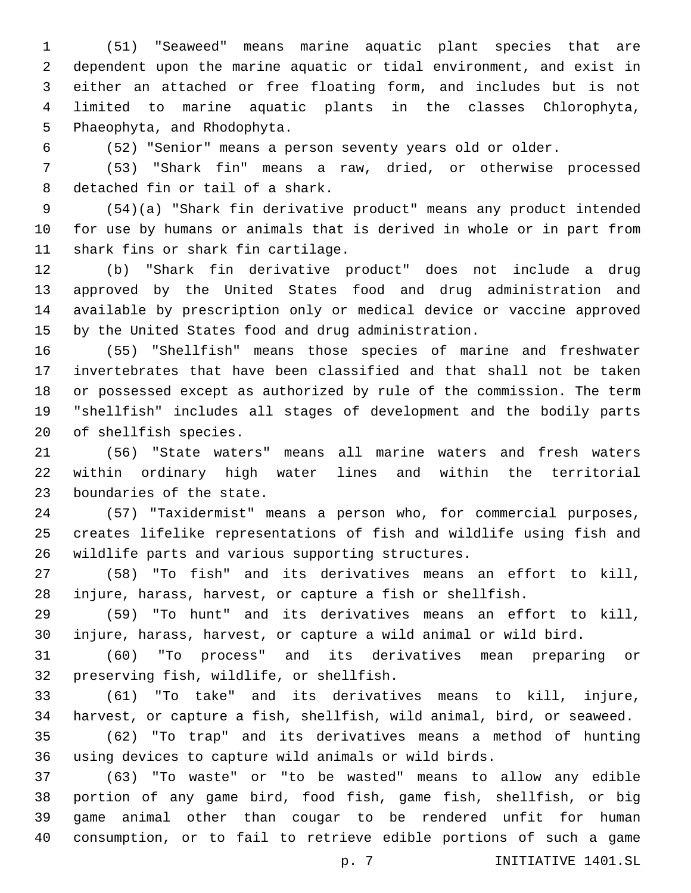(51) "Seaweed" means marine aquatic plant species that are dependent upon the marine aquatic or tidal environment, and exist in either an attached or free floating form, and includes but is not limited to marine aquatic plants in the classes Chlorophyta, Phaeophyta, and Rhodophyta.

(52) "Senior" means a person seventy years old or older.

(53) "Shark fin" means a raw, dried, or otherwise processed detached fin or tail of a shark.

(54)(a) "Shark fin derivative product" means any product intended for use by humans or animals that is derived in whole or in part from shark fins or shark fin cartilage.

(b) "Shark fin derivative product" does not include a drug approved by the United States food and drug administration and available by prescription only or medical device or vaccine approved by the United States food and drug administration.

(55) "Shellfish" means those species of marine and freshwater invertebrates that have been classified and that shall not be taken or possessed except as authorized by rule of the commission. The term "shellfish" includes all stages of development and the bodily parts of shellfish species.

(56) "State waters" means all marine waters and fresh waters within ordinary high water lines and within the territorial boundaries of the state.

(57) "Taxidermist" means a person who, for commercial purposes, creates lifelike representations of fish and wildlife using fish and wildlife parts and various supporting structures.

(58) "To fish" and its derivatives means an effort to kill, injure, harass, harvest, or capture a fish or shellfish.

(59) "To hunt" and its derivatives means an effort to kill, injure, harass, harvest, or capture a wild animal or wild bird.

(60) "To process" and its derivatives mean preparing or preserving fish, wildlife, or shellfish.

(61) "To take" and its derivatives means to kill, injure, harvest, or capture a fish, shellfish, wild animal, bird, or seaweed.

(62) "To trap" and its derivatives means a method of hunting using devices to capture wild animals or wild birds.

(63) "To waste" or "to be wasted" means to allow any edible portion of any game bird, food fish, game fish, shellfish, or big game animal other than cougar to be rendered unfit for human consumption, or to fail to retrieve edible portions of such a game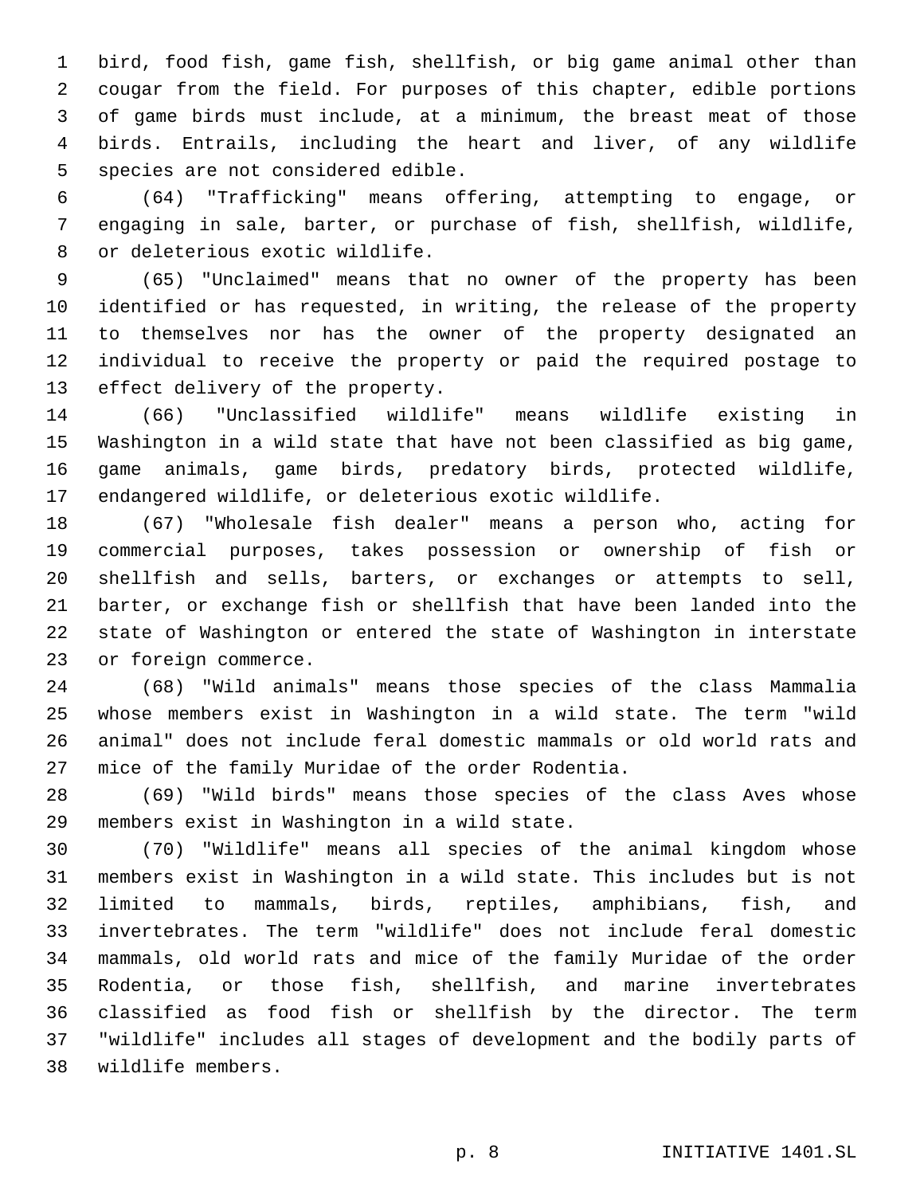bird, food fish, game fish, shellfish, or big game animal other than cougar from the field. For purposes of this chapter, edible portions of game birds must include, at a minimum, the breast meat of those birds. Entrails, including the heart and liver, of any wildlife species are not considered edible.

(64) "Trafficking" means offering, attempting to engage, or engaging in sale, barter, or purchase of fish, shellfish, wildlife, or deleterious exotic wildlife.

(65) "Unclaimed" means that no owner of the property has been identified or has requested, in writing, the release of the property to themselves nor has the owner of the property designated an individual to receive the property or paid the required postage to effect delivery of the property.

(66) "Unclassified wildlife" means wildlife existing in Washington in a wild state that have not been classified as big game, game animals, game birds, predatory birds, protected wildlife, endangered wildlife, or deleterious exotic wildlife.

(67) "Wholesale fish dealer" means a person who, acting for commercial purposes, takes possession or ownership of fish or shellfish and sells, barters, or exchanges or attempts to sell, barter, or exchange fish or shellfish that have been landed into the state of Washington or entered the state of Washington in interstate or foreign commerce.

(68) "Wild animals" means those species of the class Mammalia whose members exist in Washington in a wild state. The term "wild animal" does not include feral domestic mammals or old world rats and mice of the family Muridae of the order Rodentia.

(69) "Wild birds" means those species of the class Aves whose members exist in Washington in a wild state.

(70) "Wildlife" means all species of the animal kingdom whose members exist in Washington in a wild state. This includes but is not limited to mammals, birds, reptiles, amphibians, fish, and invertebrates. The term "wildlife" does not include feral domestic mammals, old world rats and mice of the family Muridae of the order Rodentia, or those fish, shellfish, and marine invertebrates classified as food fish or shellfish by the director. The term "wildlife" includes all stages of development and the bodily parts of wildlife members.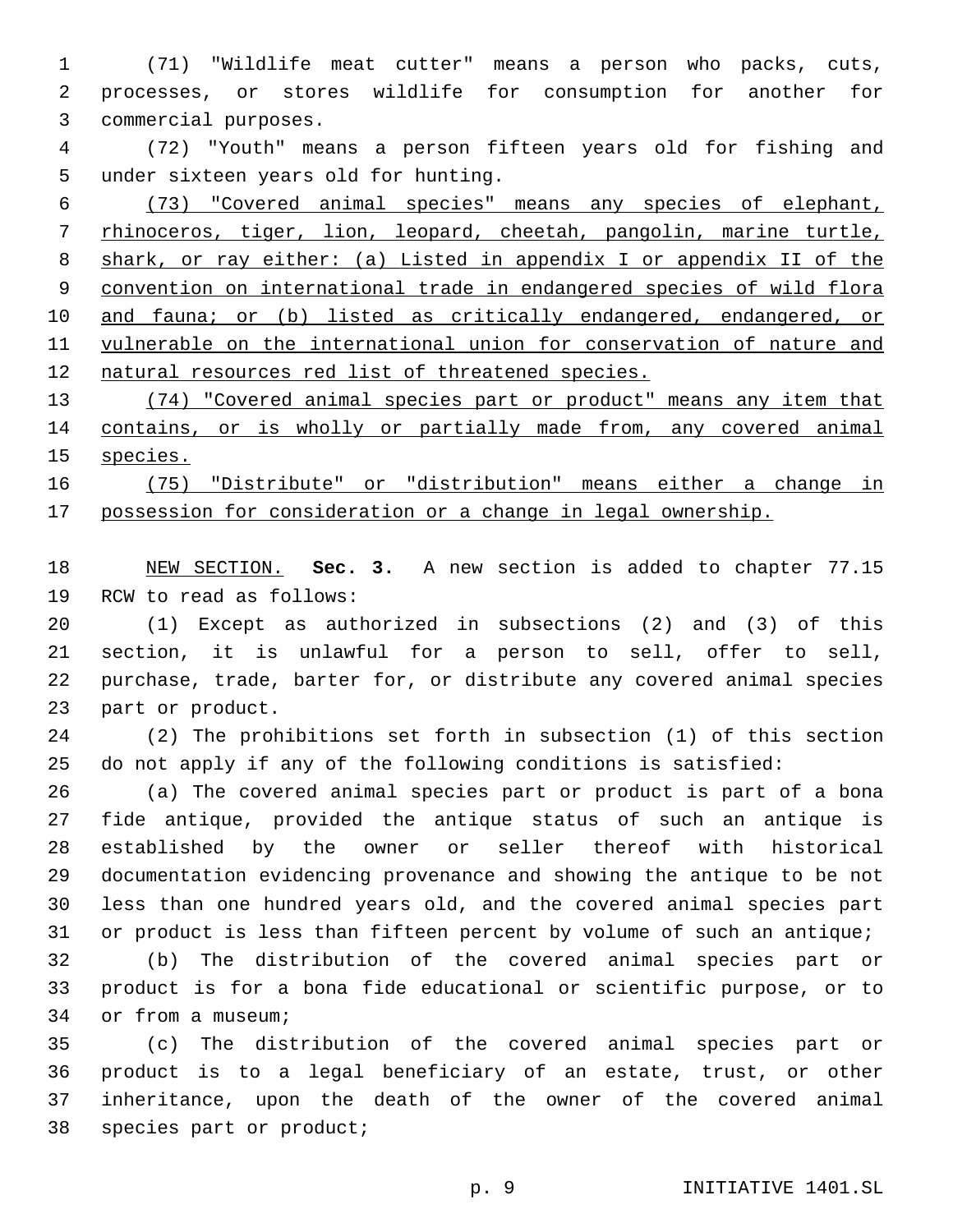(71) "Wildlife meat cutter" means a person who packs, cuts, processes, or stores wildlife for consumption for another for commercial purposes.

(72) "Youth" means a person fifteen years old for fishing and under sixteen years old for hunting.

<u>(73) "Covered animal species" means any species of elephant, rhinoceros, tiger, lion, leopard, cheetah, pangolin, marine turtle, shark, or ray either: (a) Listed in appendix I or appendix II of the convention on international trade in endangered species of wild flora and fauna; or (b) listed as critically endangered, endangered, or vulnerable on the international union for conservation of nature and natural resources red list of threatened species.</u>

<u>(74) "Covered animal species part or product" means any item that contains, or is wholly or partially made from, any covered animal species.</u>

<u>(75) "Distribute" or "distribution" means either a change in possession for consideration or a change in legal ownership.</u>

<u>NEW SECTION.</u> **Sec. 3.** A new section is added to chapter 77.15 RCW to read as follows:

(1) Except as authorized in subsections (2) and (3) of this section, it is unlawful for a person to sell, offer to sell, purchase, trade, barter for, or distribute any covered animal species part or product.

(2) The prohibitions set forth in subsection (1) of this section do not apply if any of the following conditions is satisfied:

(a) The covered animal species part or product is part of a bona fide antique, provided the antique status of such an antique is established by the owner or seller thereof with historical documentation evidencing provenance and showing the antique to be not less than one hundred years old, and the covered animal species part or product is less than fifteen percent by volume of such an antique;

(b) The distribution of the covered animal species part or product is for a bona fide educational or scientific purpose, or to or from a museum;

(c) The distribution of the covered animal species part or product is to a legal beneficiary of an estate, trust, or other inheritance, upon the death of the owner of the covered animal species part or product;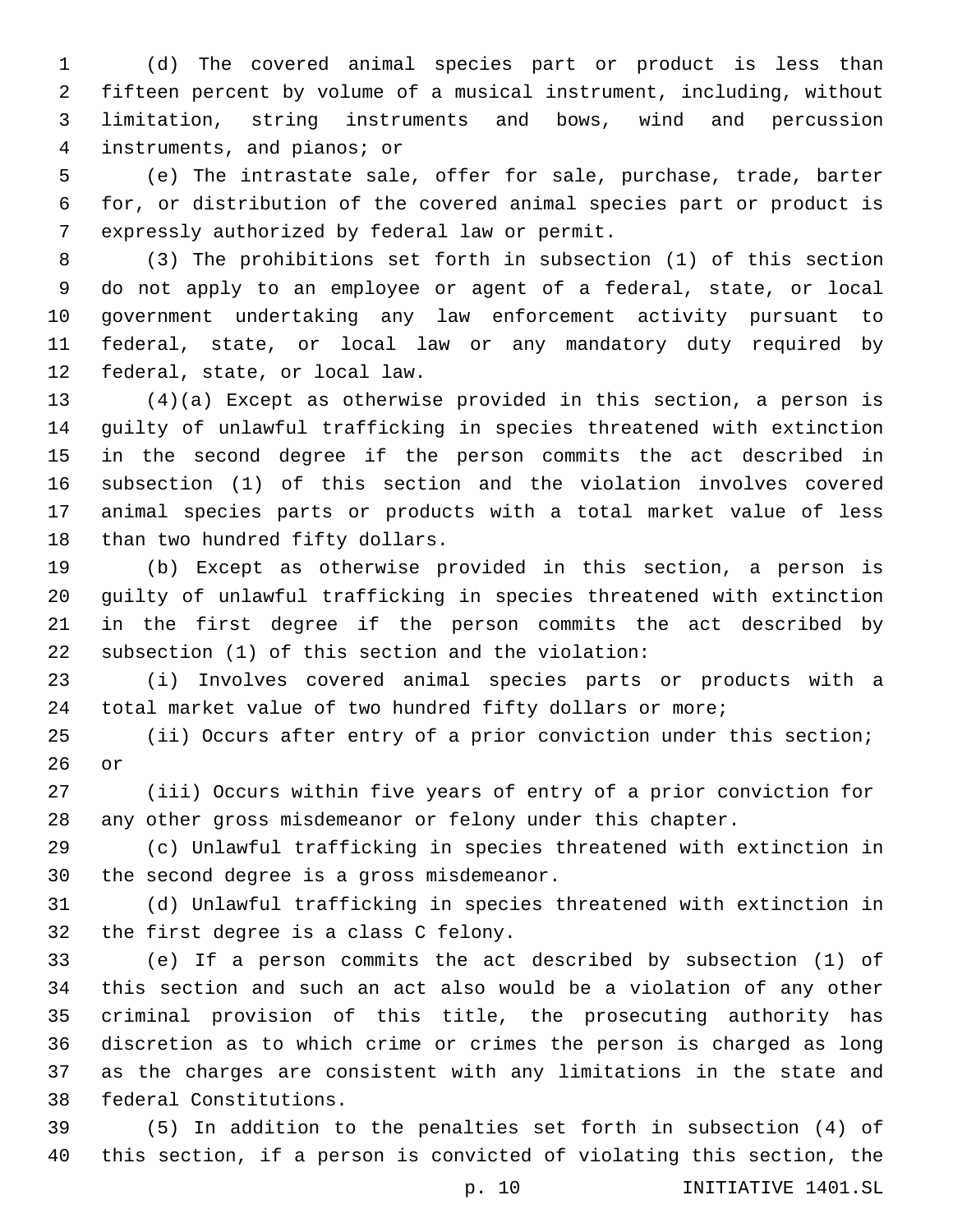(d) The covered animal species part or product is less than fifteen percent by volume of a musical instrument, including, without limitation, string instruments and bows, wind and percussion instruments, and pianos; or

(e) The intrastate sale, offer for sale, purchase, trade, barter for, or distribution of the covered animal species part or product is expressly authorized by federal law or permit.

(3) The prohibitions set forth in subsection (1) of this section do not apply to an employee or agent of a federal, state, or local government undertaking any law enforcement activity pursuant to federal, state, or local law or any mandatory duty required by federal, state, or local law.

(4)(a) Except as otherwise provided in this section, a person is guilty of unlawful trafficking in species threatened with extinction in the second degree if the person commits the act described in subsection (1) of this section and the violation involves covered animal species parts or products with a total market value of less than two hundred fifty dollars.

(b) Except as otherwise provided in this section, a person is guilty of unlawful trafficking in species threatened with extinction in the first degree if the person commits the act described by subsection (1) of this section and the violation:

(i) Involves covered animal species parts or products with a total market value of two hundred fifty dollars or more;

(ii) Occurs after entry of a prior conviction under this section; or

(iii) Occurs within five years of entry of a prior conviction for any other gross misdemeanor or felony under this chapter.

(c) Unlawful trafficking in species threatened with extinction in the second degree is a gross misdemeanor.

(d) Unlawful trafficking in species threatened with extinction in the first degree is a class C felony.

(e) If a person commits the act described by subsection (1) of this section and such an act also would be a violation of any other criminal provision of this title, the prosecuting authority has discretion as to which crime or crimes the person is charged as long as the charges are consistent with any limitations in the state and federal Constitutions.

(5) In addition to the penalties set forth in subsection (4) of this section, if a person is convicted of violating this section, the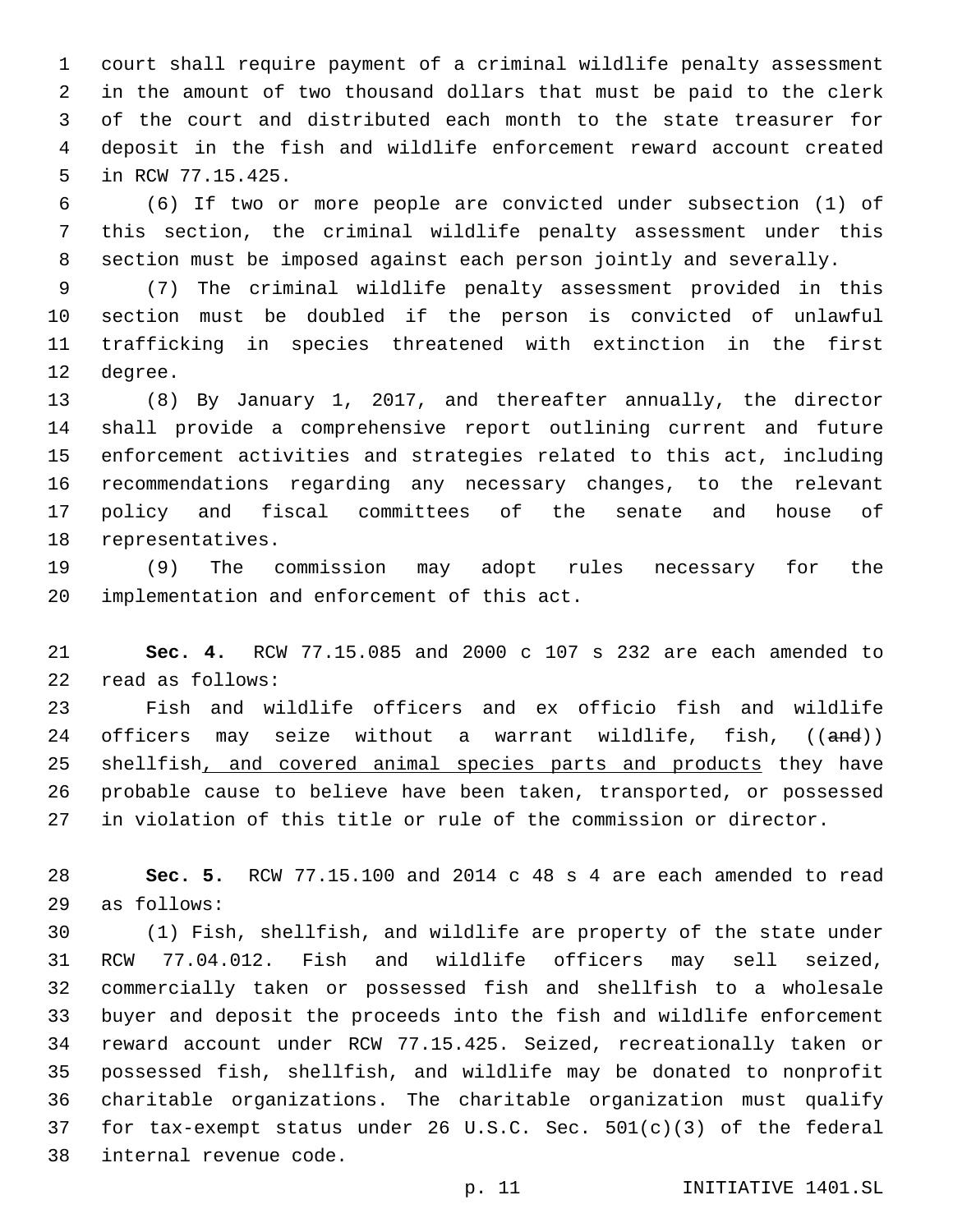court shall require payment of a criminal wildlife penalty assessment in the amount of two thousand dollars that must be paid to the clerk of the court and distributed each month to the state treasurer for deposit in the fish and wildlife enforcement reward account created in RCW 77.15.425.

(6) If two or more people are convicted under subsection (1) of this section, the criminal wildlife penalty assessment under this section must be imposed against each person jointly and severally.

(7) The criminal wildlife penalty assessment provided in this section must be doubled if the person is convicted of unlawful trafficking in species threatened with extinction in the first degree.

(8) By January 1, 2017, and thereafter annually, the director shall provide a comprehensive report outlining current and future enforcement activities and strategies related to this act, including recommendations regarding any necessary changes, to the relevant policy and fiscal committees of the senate and house of representatives.

(9) The commission may adopt rules necessary for the implementation and enforcement of this act.

**Sec. 4.** RCW 77.15.085 and 2000 c 107 s 232 are each amended to read as follows:

Fish and wildlife officers and ex officio fish and wildlife officers may seize without a warrant wildlife, fish, ((~~and~~)) shellfish<u>, and covered animal species parts and products</u> they have probable cause to believe have been taken, transported, or possessed in violation of this title or rule of the commission or director.

**Sec. 5.** RCW 77.15.100 and 2014 c 48 s 4 are each amended to read as follows:

(1) Fish, shellfish, and wildlife are property of the state under RCW 77.04.012. Fish and wildlife officers may sell seized, commercially taken or possessed fish and shellfish to a wholesale buyer and deposit the proceeds into the fish and wildlife enforcement reward account under RCW 77.15.425. Seized, recreationally taken or possessed fish, shellfish, and wildlife may be donated to nonprofit charitable organizations. The charitable organization must qualify for tax-exempt status under 26 U.S.C. Sec. 501(c)(3) of the federal internal revenue code.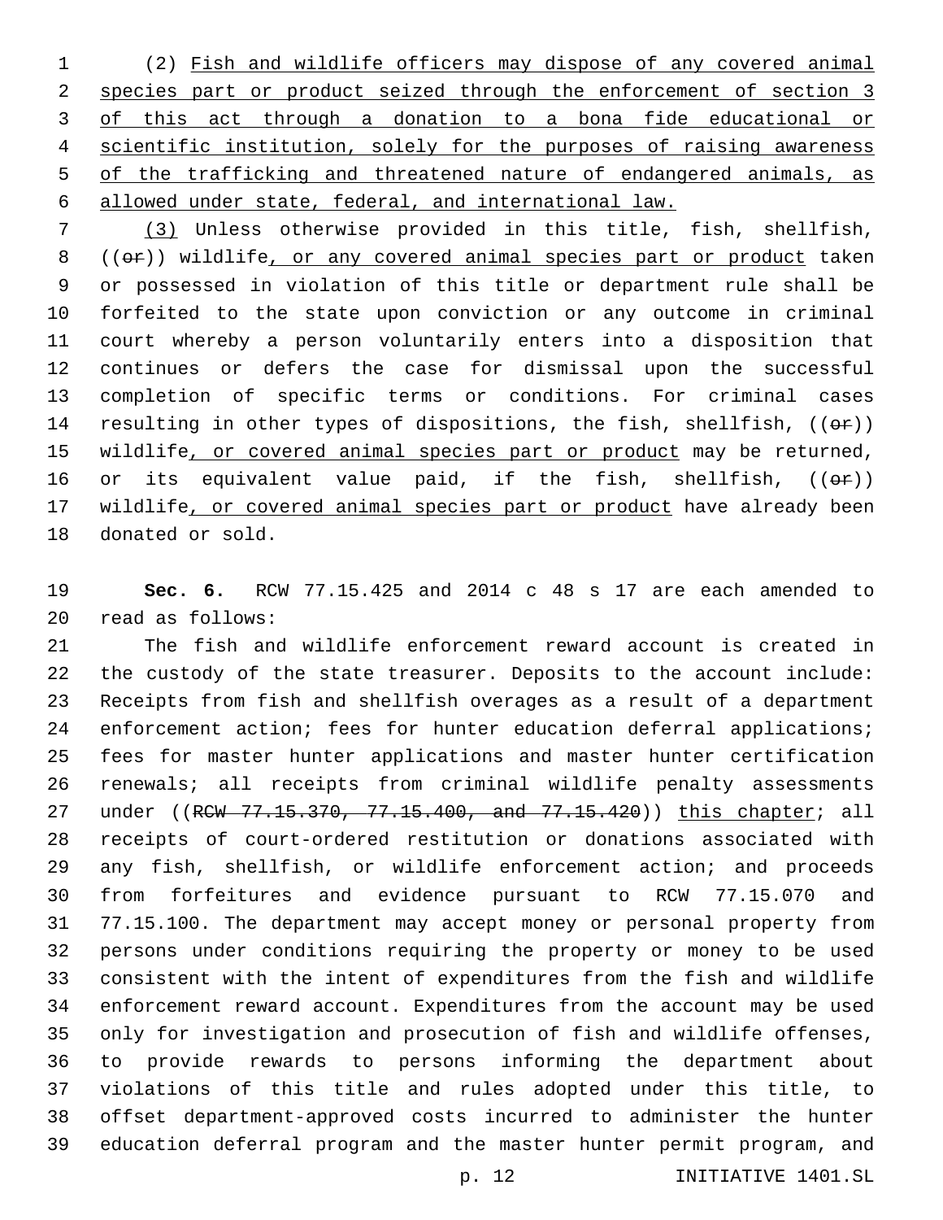(2) <u>Fish and wildlife officers may dispose of any covered animal species part or product seized through the enforcement of section 3 of this act through a donation to a bona fide educational or scientific institution, solely for the purposes of raising awareness of the trafficking and threatened nature of endangered animals, as allowed under state, federal, and international law.</u>

<u>(3)</u> Unless otherwise provided in this title, fish, shellfish, ((~~or~~)) wildlife<u>, or any covered animal species part or product</u> taken or possessed in violation of this title or department rule shall be forfeited to the state upon conviction or any outcome in criminal court whereby a person voluntarily enters into a disposition that continues or defers the case for dismissal upon the successful completion of specific terms or conditions. For criminal cases resulting in other types of dispositions, the fish, shellfish, ((~~or~~)) wildlife<u>, or covered animal species part or product</u> may be returned, or its equivalent value paid, if the fish, shellfish, ((~~or~~)) wildlife<u>, or covered animal species part or product</u> have already been donated or sold.

**Sec. 6.** RCW 77.15.425 and 2014 c 48 s 17 are each amended to read as follows:

The fish and wildlife enforcement reward account is created in the custody of the state treasurer. Deposits to the account include: Receipts from fish and shellfish overages as a result of a department enforcement action; fees for hunter education deferral applications; fees for master hunter applications and master hunter certification renewals; all receipts from criminal wildlife penalty assessments under ((~~RCW 77.15.370, 77.15.400, and 77.15.420~~)) <u>this chapter</u>; all receipts of court-ordered restitution or donations associated with any fish, shellfish, or wildlife enforcement action; and proceeds from forfeitures and evidence pursuant to RCW 77.15.070 and 77.15.100. The department may accept money or personal property from persons under conditions requiring the property or money to be used consistent with the intent of expenditures from the fish and wildlife enforcement reward account. Expenditures from the account may be used only for investigation and prosecution of fish and wildlife offenses, to provide rewards to persons informing the department about violations of this title and rules adopted under this title, to offset department-approved costs incurred to administer the hunter education deferral program and the master hunter permit program, and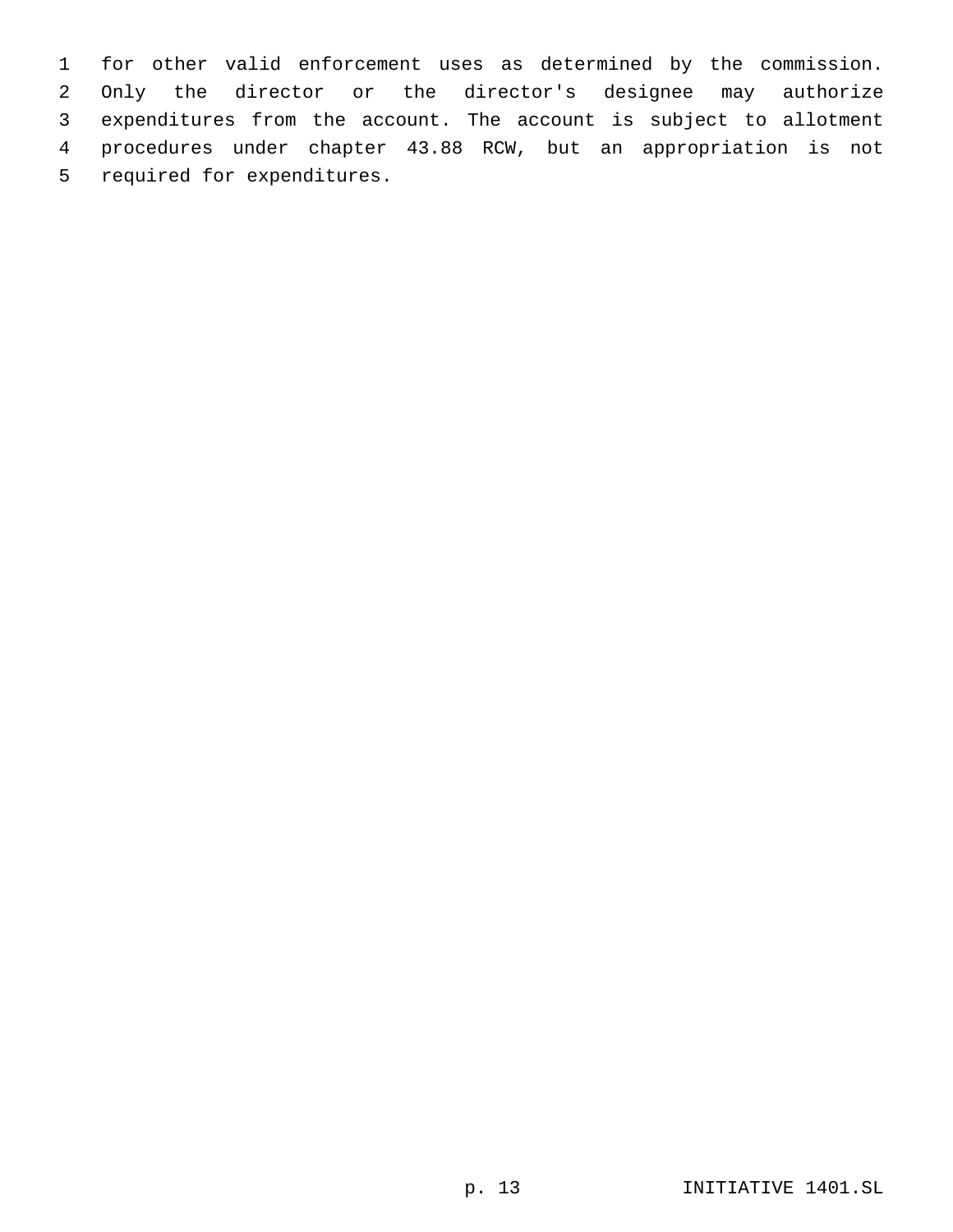for other valid enforcement uses as determined by the commission. Only the director or the director's designee may authorize expenditures from the account. The account is subject to allotment procedures under chapter 43.88 RCW, but an appropriation is not required for expenditures.